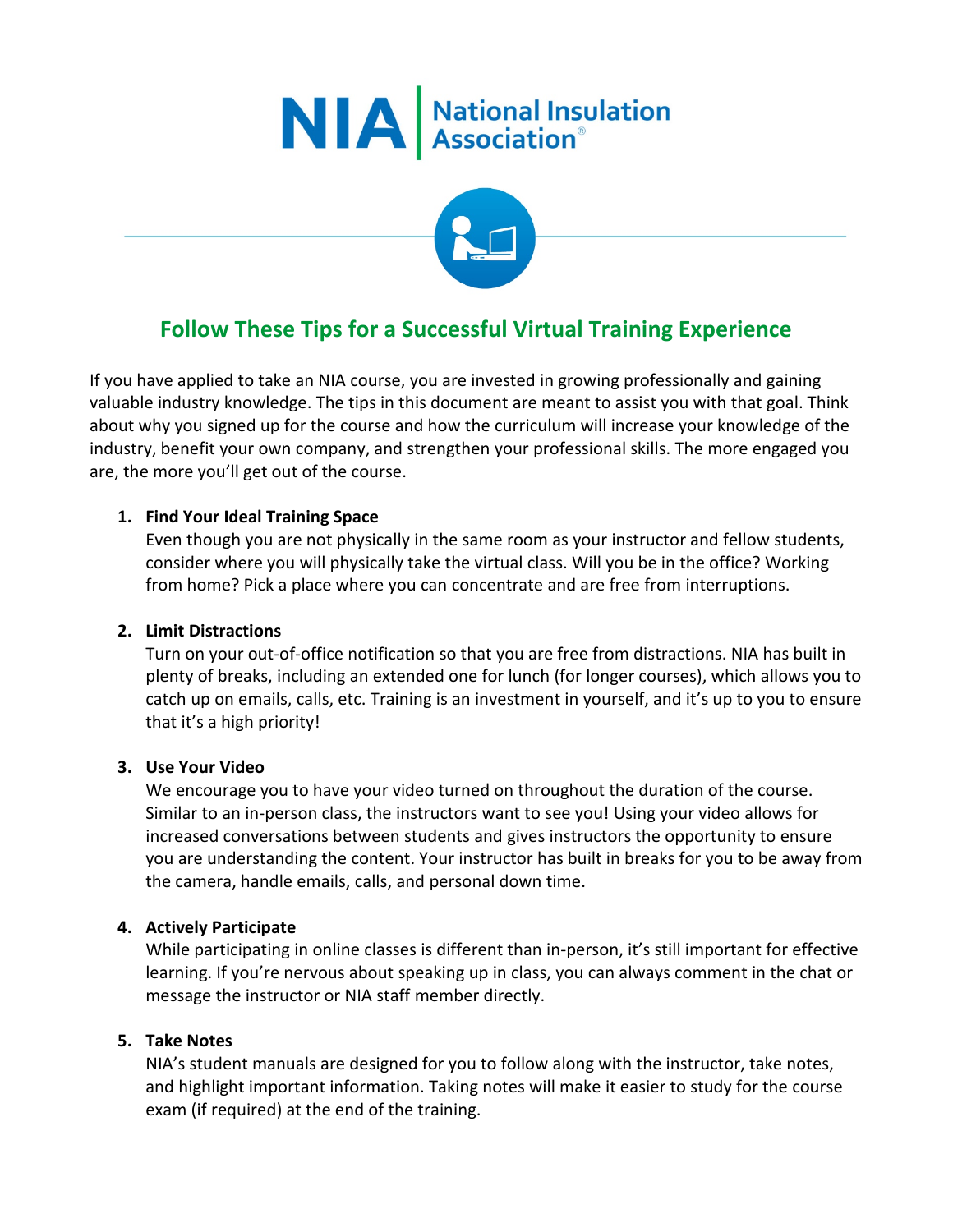NIA | National Insulation Association®

# Follow These Tips for a Successful Virtual Training Experience

If you have applied to take an NIA course, you are invested in growing professionally and gaining valuable industry knowledge. The tips in this document are meant to assist you with that goal. Think about why you signed up for the course and how the curriculum will increase your knowledge of the industry, benefit your own company, and strengthen your professional skills. The more engaged you are, the more you'll get out of the course.

1. **Find Your Ideal Training Space**
   Even though you are not physically in the same room as your instructor and fellow students, consider where you will physically take the virtual class. Will you be in the office? Working from home? Pick a place where you can concentrate and are free from interruptions.

2. **Limit Distractions**
   Turn on your out-of-office notification so that you are free from distractions. NIA has built in plenty of breaks, including an extended one for lunch (for longer courses), which allows you to catch up on emails, calls, etc. Training is an investment in yourself, and it's up to you to ensure that it's a high priority!

3. **Use Your Video**
   We encourage you to have your video turned on throughout the duration of the course. Similar to an in-person class, the instructors want to see you! Using your video allows for increased conversations between students and gives instructors the opportunity to ensure you are understanding the content. Your instructor has built in breaks for you to be away from the camera, handle emails, calls, and personal down time.

4. **Actively Participate**
   While participating in online classes is different than in-person, it's still important for effective learning. If you're nervous about speaking up in class, you can always comment in the chat or message the instructor or NIA staff member directly.

5. **Take Notes**
   NIA's student manuals are designed for you to follow along with the instructor, take notes, and highlight important information. Taking notes will make it easier to study for the course exam (if required) at the end of the training.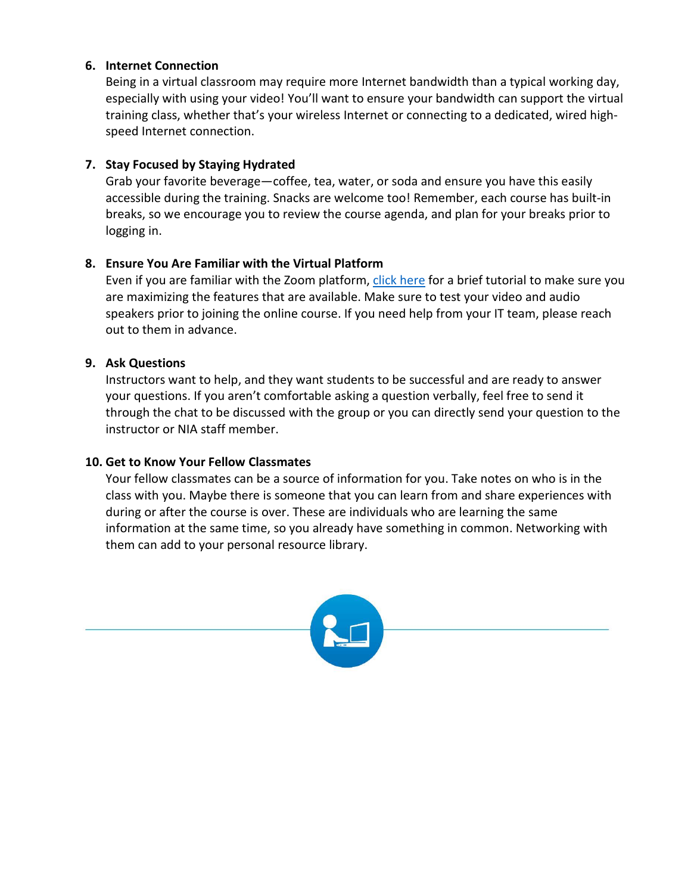6. **Internet Connection**
   Being in a virtual classroom may require more Internet bandwidth than a typical working day, especially with using your video! You'll want to ensure your bandwidth can support the virtual training class, whether that's your wireless Internet or connecting to a dedicated, wired high-speed Internet connection.

7. **Stay Focused by Staying Hydrated**
   Grab your favorite beverage—coffee, tea, water, or soda and ensure you have this easily accessible during the training. Snacks are welcome too! Remember, each course has built-in breaks, so we encourage you to review the course agenda, and plan for your breaks prior to logging in.

8. **Ensure You Are Familiar with the Virtual Platform**
   Even if you are familiar with the Zoom platform, click here for a brief tutorial to make sure you are maximizing the features that are available. Make sure to test your video and audio speakers prior to joining the online course. If you need help from your IT team, please reach out to them in advance.

9. **Ask Questions**
   Instructors want to help, and they want students to be successful and are ready to answer your questions. If you aren't comfortable asking a question verbally, feel free to send it through the chat to be discussed with the group or you can directly send your question to the instructor or NIA staff member.

10. **Get to Know Your Fellow Classmates**
    Your fellow classmates can be a source of information for you. Take notes on who is in the class with you. Maybe there is someone that you can learn from and share experiences with during or after the course is over. These are individuals who are learning the same information at the same time, so you already have something in common. Networking with them can add to your personal resource library.